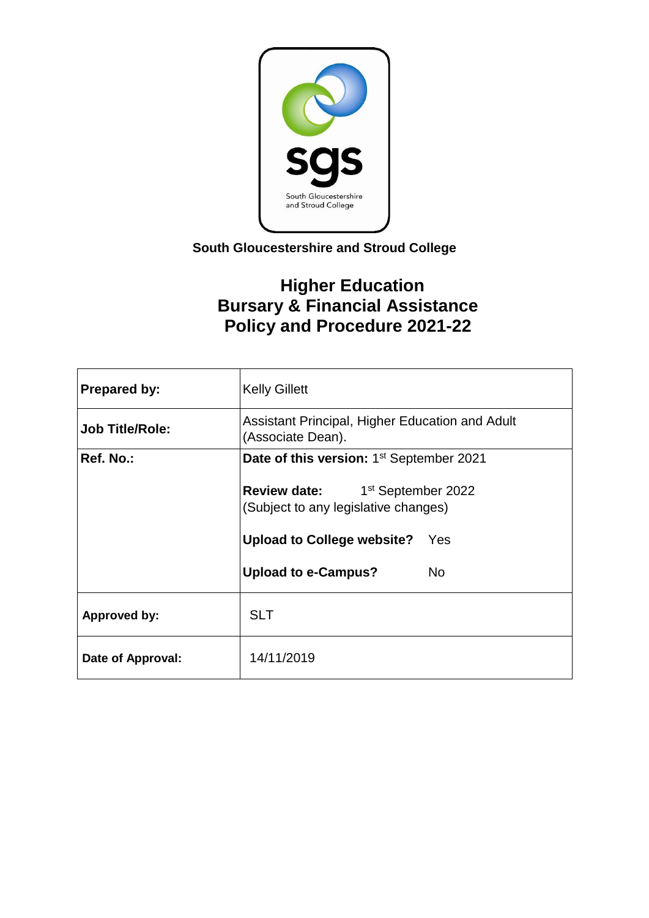**South Gloucestershire and Stroud College**

# Higher Education
# Bursary & Financial Assistance
# Policy and Procedure 2021-22

| | |
|---|---|
| **Prepared by:** | Kelly Gillett |
| **Job Title/Role:** | Assistant Principal, Higher Education and Adult (Associate Dean). |
| **Ref. No.:** | **Date of this version:** 1st September 2021<br><br>**Review date:** 1st September 2022<br>(Subject to any legislative changes)<br><br>**Upload to College website?** Yes<br><br>**Upload to e-Campus?** No |
| **Approved by:** | SLT |
| **Date of Approval:** | 14/11/2019 |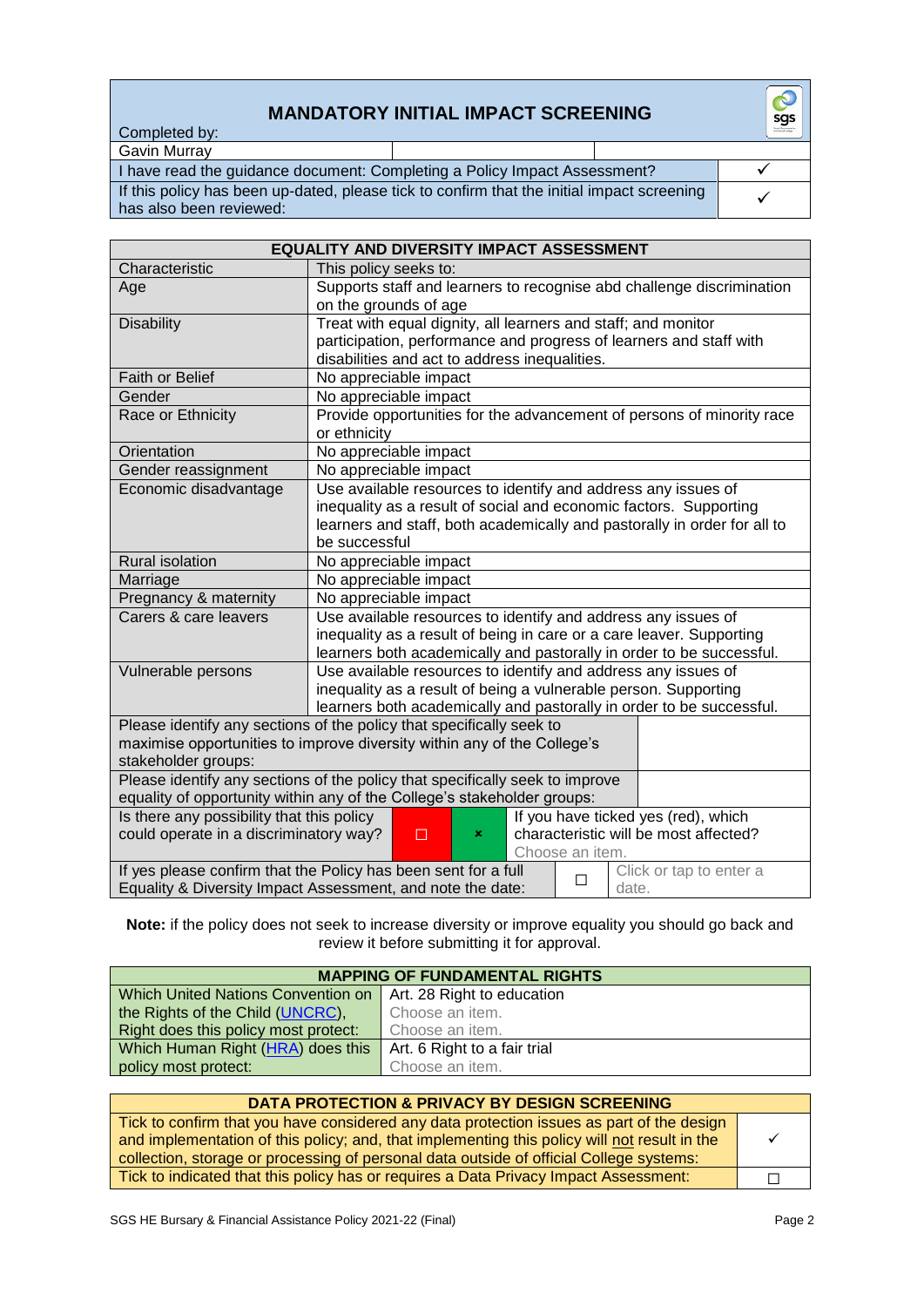## MANDATORY INITIAL IMPACT SCREENING

| Completed by: | | |
|---|---|---|
| Gavin Murray | | |

| | |
|---|---|
| I have read the guidance document: Completing a Policy Impact Assessment? | ✓ |
| If this policy has been up-dated, please tick to confirm that the initial impact screening has also been reviewed: | ✓ |

| EQUALITY AND DIVERSITY IMPACT ASSESSMENT | |
|---|---|
| Characteristic | This policy seeks to: |
| Age | Supports staff and learners to recognise abd challenge discrimination on the grounds of age |
| Disability | Treat with equal dignity, all learners and staff; and monitor participation, performance and progress of learners and staff with disabilities and act to address inequalities. |
| Faith or Belief | No appreciable impact |
| Gender | No appreciable impact |
| Race or Ethnicity | Provide opportunities for the advancement of persons of minority race or ethnicity |
| Orientation | No appreciable impact |
| Gender reassignment | No appreciable impact |
| Economic disadvantage | Use available resources to identify and address any issues of inequality as a result of social and economic factors. Supporting learners and staff, both academically and pastorally in order for all to be successful |
| Rural isolation | No appreciable impact |
| Marriage | No appreciable impact |
| Pregnancy & maternity | No appreciable impact |
| Carers & care leavers | Use available resources to identify and address any issues of inequality as a result of being in care or a care leaver. Supporting learners both academically and pastorally in order to be successful. |
| Vulnerable persons | Use available resources to identify and address any issues of inequality as a result of being a vulnerable person. Supporting learners both academically and pastorally in order to be successful. |

| | |
|---|---|
| Please identify any sections of the policy that specifically seek to maximise opportunities to improve diversity within any of the College's stakeholder groups: | |
| Please identify any sections of the policy that specifically seek to improve equality of opportunity within any of the College's stakeholder groups: | |

| Is there any possibility that this policy could operate in a discriminatory way? | ☐ | ☒ | If you have ticked yes (red), which characteristic will be most affected? Choose an item. |
|---|---|---|---|
| If yes please confirm that the Policy has been sent for a full Equality & Diversity Impact Assessment, and note the date: | ☐ | Click or tap to enter a date. | |

**Note:** if the policy does not seek to increase diversity or improve equality you should go back and review it before submitting it for approval.

| MAPPING OF FUNDAMENTAL RIGHTS | |
|---|---|
| Which United Nations Convention on the Rights of the Child (UNCRC), Right does this policy most protect: | Art. 28 Right to education<br>Choose an item.<br>Choose an item. |
| Which Human Right (HRA) does this policy most protect: | Art. 6 Right to a fair trial<br>Choose an item. |

| DATA PROTECTION & PRIVACY BY DESIGN SCREENING | |
|---|---|
| Tick to confirm that you have considered any data protection issues as part of the design and implementation of this policy; and, that implementing this policy will not result in the collection, storage or processing of personal data outside of official College systems: | ✓ |
| Tick to indicated that this policy has or requires a Data Privacy Impact Assessment: | ☐ |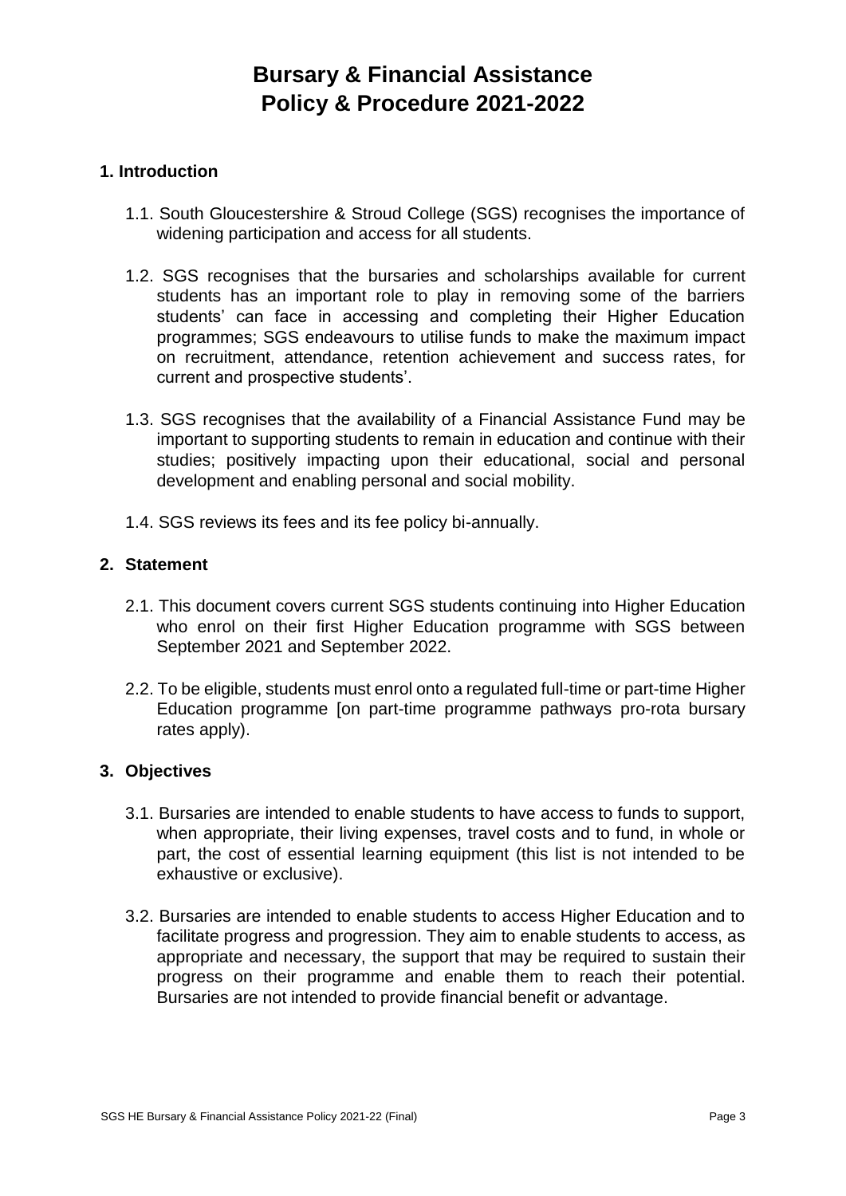# Bursary & Financial Assistance Policy & Procedure 2021-2022

## 1. Introduction

1.1. South Gloucestershire & Stroud College (SGS) recognises the importance of widening participation and access for all students.

1.2. SGS recognises that the bursaries and scholarships available for current students has an important role to play in removing some of the barriers students' can face in accessing and completing their Higher Education programmes; SGS endeavours to utilise funds to make the maximum impact on recruitment, attendance, retention achievement and success rates, for current and prospective students'.

1.3. SGS recognises that the availability of a Financial Assistance Fund may be important to supporting students to remain in education and continue with their studies; positively impacting upon their educational, social and personal development and enabling personal and social mobility.

1.4. SGS reviews its fees and its fee policy bi-annually.

## 2. Statement

2.1. This document covers current SGS students continuing into Higher Education who enrol on their first Higher Education programme with SGS between September 2021 and September 2022.

2.2. To be eligible, students must enrol onto a regulated full-time or part-time Higher Education programme [on part-time programme pathways pro-rota bursary rates apply).

## 3. Objectives

3.1. Bursaries are intended to enable students to have access to funds to support, when appropriate, their living expenses, travel costs and to fund, in whole or part, the cost of essential learning equipment (this list is not intended to be exhaustive or exclusive).

3.2. Bursaries are intended to enable students to access Higher Education and to facilitate progress and progression. They aim to enable students to access, as appropriate and necessary, the support that may be required to sustain their progress on their programme and enable them to reach their potential. Bursaries are not intended to provide financial benefit or advantage.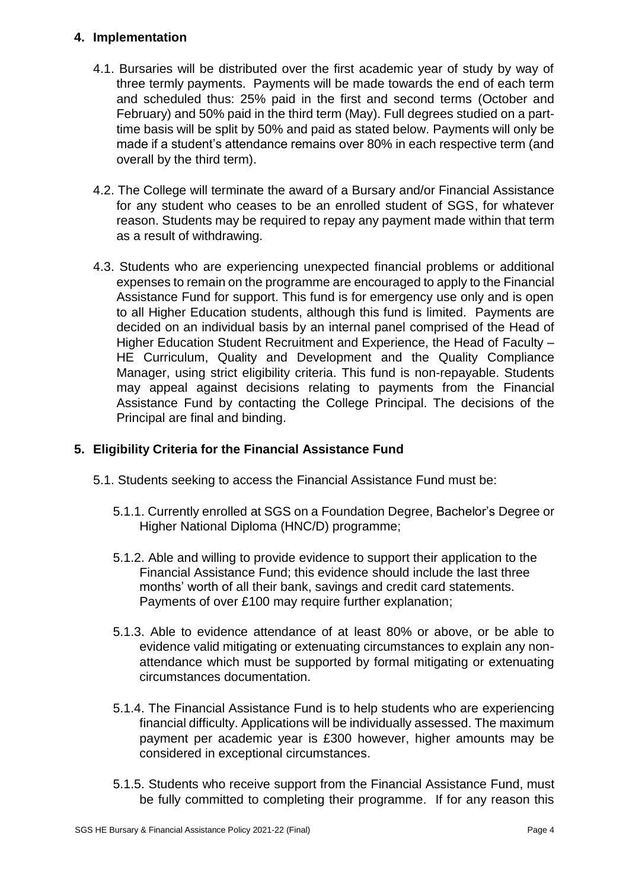## 4. Implementation

4.1. Bursaries will be distributed over the first academic year of study by way of three termly payments. Payments will be made towards the end of each term and scheduled thus: 25% paid in the first and second terms (October and February) and 50% paid in the third term (May). Full degrees studied on a part-time basis will be split by 50% and paid as stated below. Payments will only be made if a student's attendance remains over 80% in each respective term (and overall by the third term).

4.2. The College will terminate the award of a Bursary and/or Financial Assistance for any student who ceases to be an enrolled student of SGS, for whatever reason. Students may be required to repay any payment made within that term as a result of withdrawing.

4.3. Students who are experiencing unexpected financial problems or additional expenses to remain on the programme are encouraged to apply to the Financial Assistance Fund for support. This fund is for emergency use only and is open to all Higher Education students, although this fund is limited. Payments are decided on an individual basis by an internal panel comprised of the Head of Higher Education Student Recruitment and Experience, the Head of Faculty – HE Curriculum, Quality and Development and the Quality Compliance Manager, using strict eligibility criteria. This fund is non-repayable. Students may appeal against decisions relating to payments from the Financial Assistance Fund by contacting the College Principal. The decisions of the Principal are final and binding.

## 5. Eligibility Criteria for the Financial Assistance Fund

5.1. Students seeking to access the Financial Assistance Fund must be:

5.1.1. Currently enrolled at SGS on a Foundation Degree, Bachelor's Degree or Higher National Diploma (HNC/D) programme;

5.1.2. Able and willing to provide evidence to support their application to the Financial Assistance Fund; this evidence should include the last three months' worth of all their bank, savings and credit card statements. Payments of over £100 may require further explanation;

5.1.3. Able to evidence attendance of at least 80% or above, or be able to evidence valid mitigating or extenuating circumstances to explain any non-attendance which must be supported by formal mitigating or extenuating circumstances documentation.

5.1.4. The Financial Assistance Fund is to help students who are experiencing financial difficulty. Applications will be individually assessed. The maximum payment per academic year is £300 however, higher amounts may be considered in exceptional circumstances.

5.1.5. Students who receive support from the Financial Assistance Fund, must be fully committed to completing their programme. If for any reason this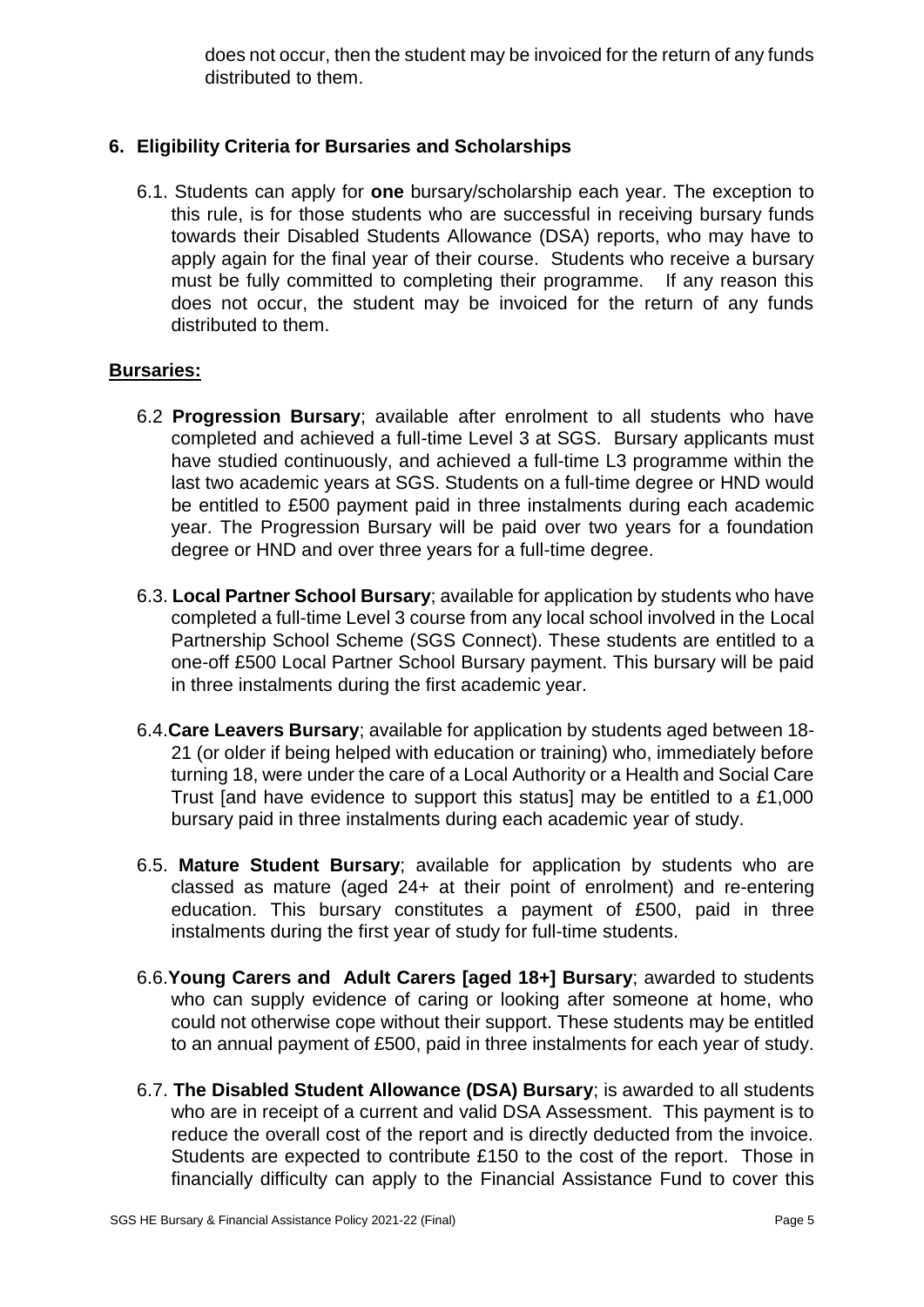does not occur, then the student may be invoiced for the return of any funds distributed to them.

## 6. Eligibility Criteria for Bursaries and Scholarships

6.1. Students can apply for **one** bursary/scholarship each year. The exception to this rule, is for those students who are successful in receiving bursary funds towards their Disabled Students Allowance (DSA) reports, who may have to apply again for the final year of their course. Students who receive a bursary must be fully committed to completing their programme. If any reason this does not occur, the student may be invoiced for the return of any funds distributed to them.

### Bursaries:

6.2 **Progression Bursary**; available after enrolment to all students who have completed and achieved a full-time Level 3 at SGS. Bursary applicants must have studied continuously, and achieved a full-time L3 programme within the last two academic years at SGS. Students on a full-time degree or HND would be entitled to £500 payment paid in three instalments during each academic year. The Progression Bursary will be paid over two years for a foundation degree or HND and over three years for a full-time degree.

6.3. **Local Partner School Bursary**; available for application by students who have completed a full-time Level 3 course from any local school involved in the Local Partnership School Scheme (SGS Connect). These students are entitled to a one-off £500 Local Partner School Bursary payment. This bursary will be paid in three instalments during the first academic year.

6.4. **Care Leavers Bursary**; available for application by students aged between 18-21 (or older if being helped with education or training) who, immediately before turning 18, were under the care of a Local Authority or a Health and Social Care Trust [and have evidence to support this status] may be entitled to a £1,000 bursary paid in three instalments during each academic year of study.

6.5. **Mature Student Bursary**; available for application by students who are classed as mature (aged 24+ at their point of enrolment) and re-entering education. This bursary constitutes a payment of £500, paid in three instalments during the first year of study for full-time students.

6.6. **Young Carers and Adult Carers [aged 18+] Bursary**; awarded to students who can supply evidence of caring or looking after someone at home, who could not otherwise cope without their support. These students may be entitled to an annual payment of £500, paid in three instalments for each year of study.

6.7. **The Disabled Student Allowance (DSA) Bursary**; is awarded to all students who are in receipt of a current and valid DSA Assessment. This payment is to reduce the overall cost of the report and is directly deducted from the invoice. Students are expected to contribute £150 to the cost of the report. Those in financially difficulty can apply to the Financial Assistance Fund to cover this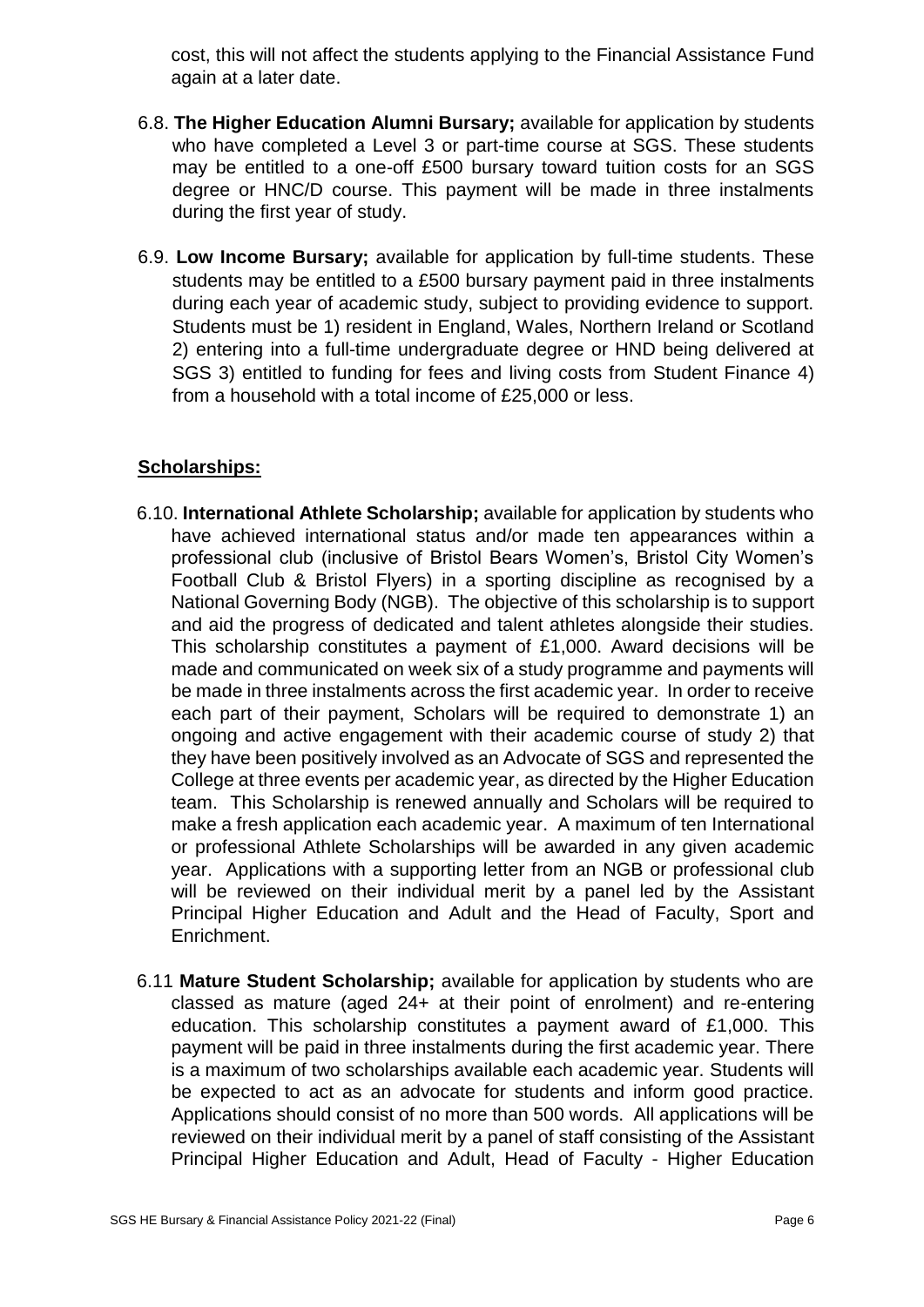cost, this will not affect the students applying to the Financial Assistance Fund again at a later date.

6.8. **The Higher Education Alumni Bursary;** available for application by students who have completed a Level 3 or part-time course at SGS. These students may be entitled to a one-off £500 bursary toward tuition costs for an SGS degree or HNC/D course. This payment will be made in three instalments during the first year of study.

6.9. **Low Income Bursary;** available for application by full-time students. These students may be entitled to a £500 bursary payment paid in three instalments during each year of academic study, subject to providing evidence to support. Students must be 1) resident in England, Wales, Northern Ireland or Scotland 2) entering into a full-time undergraduate degree or HND being delivered at SGS 3) entitled to funding for fees and living costs from Student Finance 4) from a household with a total income of £25,000 or less.

**Scholarships:**

6.10. **International Athlete Scholarship;** available for application by students who have achieved international status and/or made ten appearances within a professional club (inclusive of Bristol Bears Women's, Bristol City Women's Football Club & Bristol Flyers) in a sporting discipline as recognised by a National Governing Body (NGB). The objective of this scholarship is to support and aid the progress of dedicated and talent athletes alongside their studies. This scholarship constitutes a payment of £1,000. Award decisions will be made and communicated on week six of a study programme and payments will be made in three instalments across the first academic year. In order to receive each part of their payment, Scholars will be required to demonstrate 1) an ongoing and active engagement with their academic course of study 2) that they have been positively involved as an Advocate of SGS and represented the College at three events per academic year, as directed by the Higher Education team. This Scholarship is renewed annually and Scholars will be required to make a fresh application each academic year. A maximum of ten International or professional Athlete Scholarships will be awarded in any given academic year. Applications with a supporting letter from an NGB or professional club will be reviewed on their individual merit by a panel led by the Assistant Principal Higher Education and Adult and the Head of Faculty, Sport and Enrichment.

6.11 **Mature Student Scholarship;** available for application by students who are classed as mature (aged 24+ at their point of enrolment) and re-entering education. This scholarship constitutes a payment award of £1,000. This payment will be paid in three instalments during the first academic year. There is a maximum of two scholarships available each academic year. Students will be expected to act as an advocate for students and inform good practice. Applications should consist of no more than 500 words. All applications will be reviewed on their individual merit by a panel of staff consisting of the Assistant Principal Higher Education and Adult, Head of Faculty - Higher Education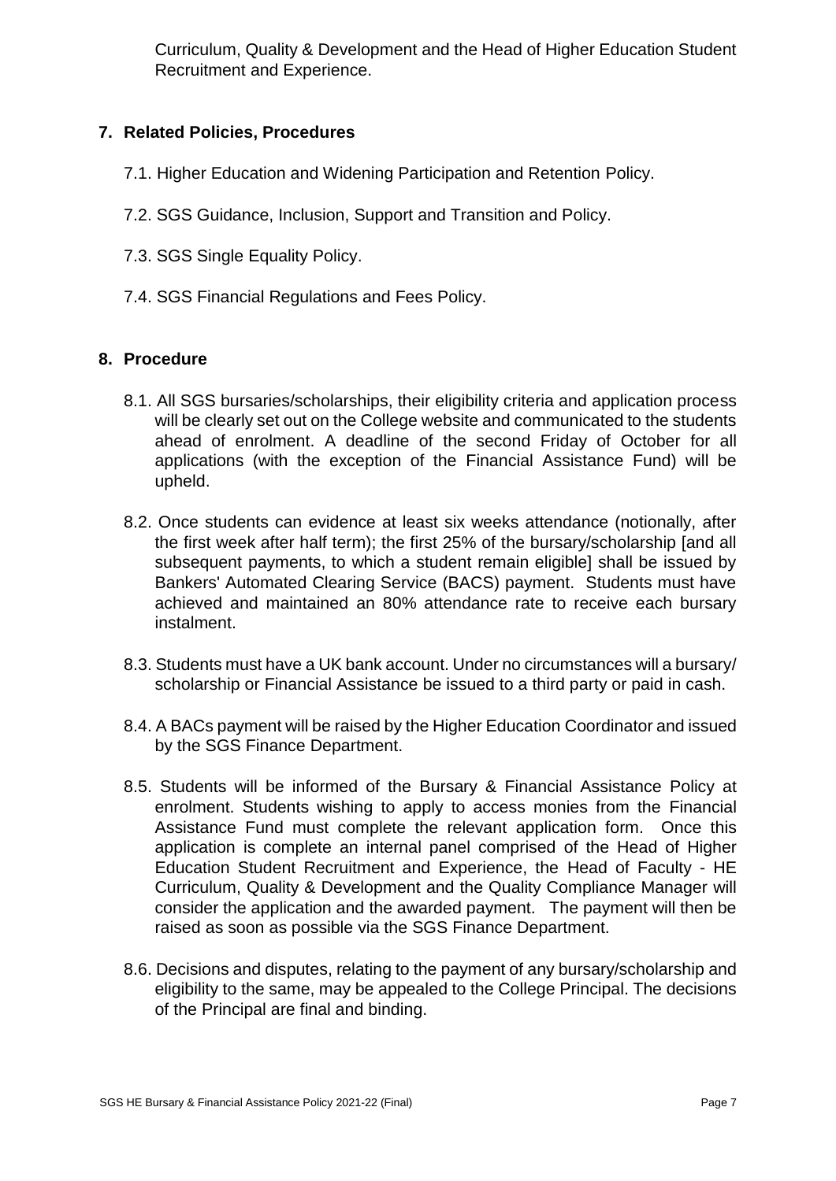Curriculum, Quality & Development and the Head of Higher Education Student Recruitment and Experience.

## 7. Related Policies, Procedures

7.1. Higher Education and Widening Participation and Retention Policy.

7.2. SGS Guidance, Inclusion, Support and Transition and Policy.

7.3. SGS Single Equality Policy.

7.4. SGS Financial Regulations and Fees Policy.

## 8. Procedure

8.1. All SGS bursaries/scholarships, their eligibility criteria and application process will be clearly set out on the College website and communicated to the students ahead of enrolment. A deadline of the second Friday of October for all applications (with the exception of the Financial Assistance Fund) will be upheld.

8.2. Once students can evidence at least six weeks attendance (notionally, after the first week after half term); the first 25% of the bursary/scholarship [and all subsequent payments, to which a student remain eligible] shall be issued by Bankers' Automated Clearing Service (BACS) payment. Students must have achieved and maintained an 80% attendance rate to receive each bursary instalment.

8.3. Students must have a UK bank account. Under no circumstances will a bursary/ scholarship or Financial Assistance be issued to a third party or paid in cash.

8.4. A BACs payment will be raised by the Higher Education Coordinator and issued by the SGS Finance Department.

8.5. Students will be informed of the Bursary & Financial Assistance Policy at enrolment. Students wishing to apply to access monies from the Financial Assistance Fund must complete the relevant application form. Once this application is complete an internal panel comprised of the Head of Higher Education Student Recruitment and Experience, the Head of Faculty - HE Curriculum, Quality & Development and the Quality Compliance Manager will consider the application and the awarded payment. The payment will then be raised as soon as possible via the SGS Finance Department.

8.6. Decisions and disputes, relating to the payment of any bursary/scholarship and eligibility to the same, may be appealed to the College Principal. The decisions of the Principal are final and binding.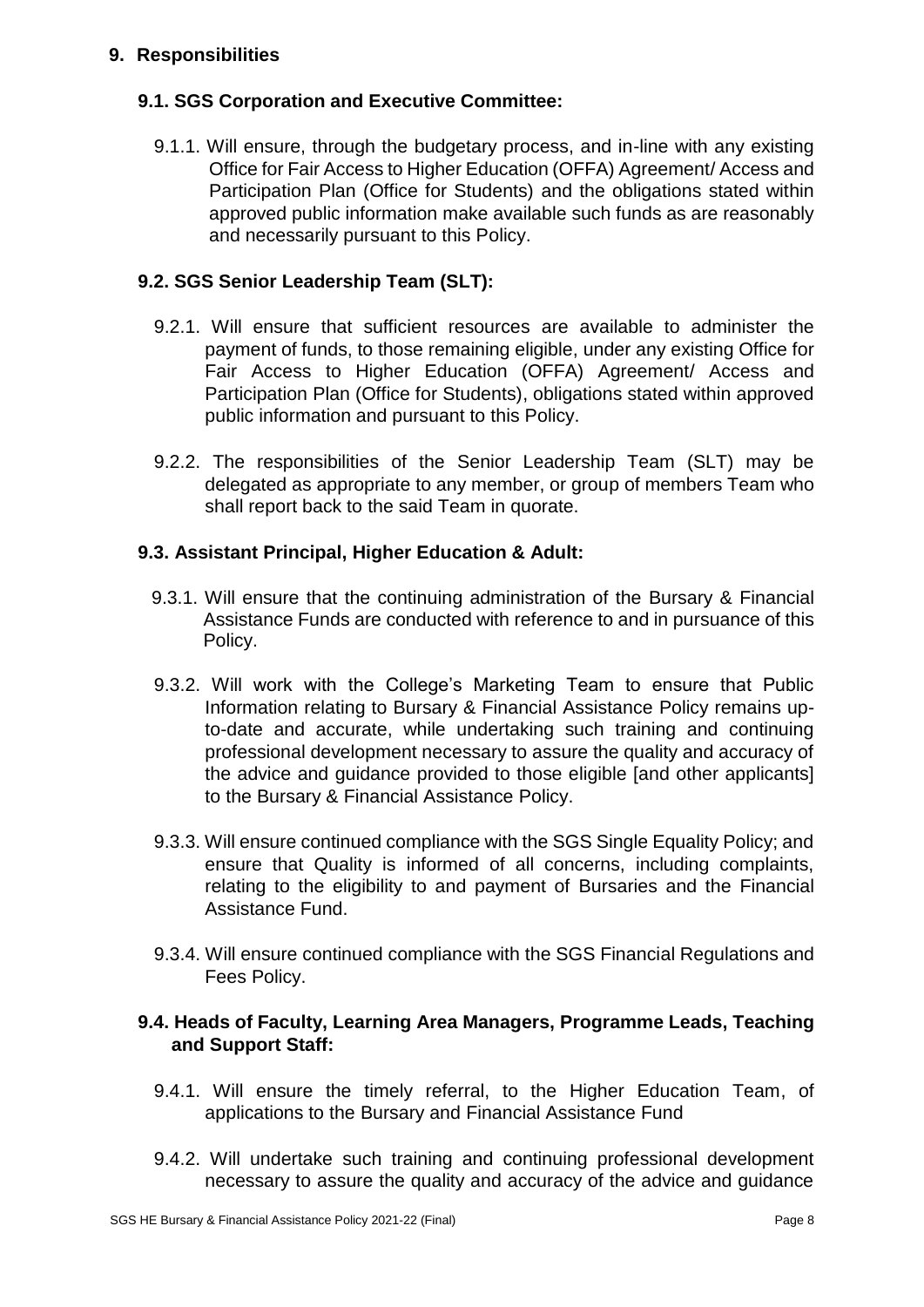## 9. Responsibilities

### 9.1. SGS Corporation and Executive Committee:

9.1.1. Will ensure, through the budgetary process, and in-line with any existing Office for Fair Access to Higher Education (OFFA) Agreement/ Access and Participation Plan (Office for Students) and the obligations stated within approved public information make available such funds as are reasonably and necessarily pursuant to this Policy.

### 9.2. SGS Senior Leadership Team (SLT):

9.2.1. Will ensure that sufficient resources are available to administer the payment of funds, to those remaining eligible, under any existing Office for Fair Access to Higher Education (OFFA) Agreement/ Access and Participation Plan (Office for Students), obligations stated within approved public information and pursuant to this Policy.

9.2.2. The responsibilities of the Senior Leadership Team (SLT) may be delegated as appropriate to any member, or group of members Team who shall report back to the said Team in quorate.

### 9.3. Assistant Principal, Higher Education & Adult:

9.3.1. Will ensure that the continuing administration of the Bursary & Financial Assistance Funds are conducted with reference to and in pursuance of this Policy.

9.3.2. Will work with the College's Marketing Team to ensure that Public Information relating to Bursary & Financial Assistance Policy remains up-to-date and accurate, while undertaking such training and continuing professional development necessary to assure the quality and accuracy of the advice and guidance provided to those eligible [and other applicants] to the Bursary & Financial Assistance Policy.

9.3.3. Will ensure continued compliance with the SGS Single Equality Policy; and ensure that Quality is informed of all concerns, including complaints, relating to the eligibility to and payment of Bursaries and the Financial Assistance Fund.

9.3.4. Will ensure continued compliance with the SGS Financial Regulations and Fees Policy.

### 9.4. Heads of Faculty, Learning Area Managers, Programme Leads, Teaching and Support Staff:

9.4.1. Will ensure the timely referral, to the Higher Education Team, of applications to the Bursary and Financial Assistance Fund

9.4.2. Will undertake such training and continuing professional development necessary to assure the quality and accuracy of the advice and guidance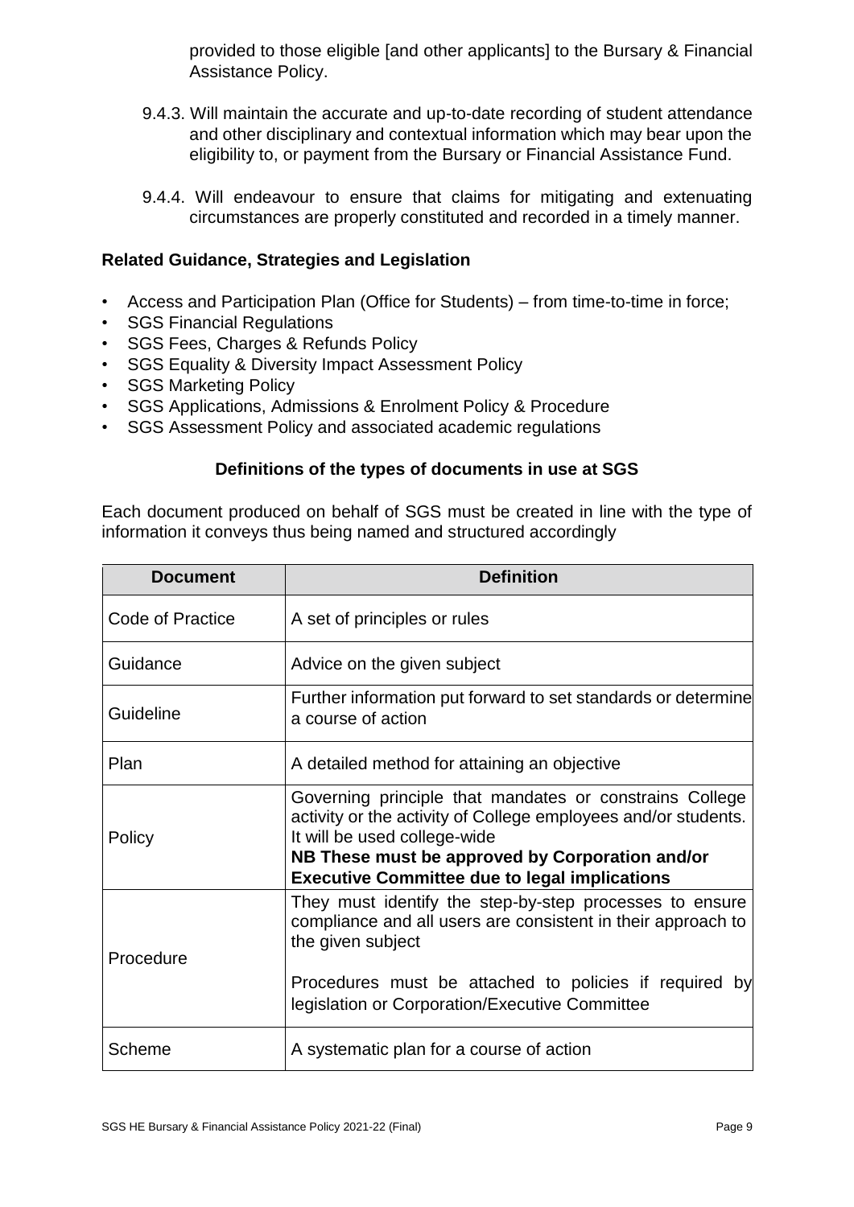provided to those eligible [and other applicants] to the Bursary & Financial Assistance Policy.

9.4.3. Will maintain the accurate and up-to-date recording of student attendance and other disciplinary and contextual information which may bear upon the eligibility to, or payment from the Bursary or Financial Assistance Fund.

9.4.4. Will endeavour to ensure that claims for mitigating and extenuating circumstances are properly constituted and recorded in a timely manner.

**Related Guidance, Strategies and Legislation**

- Access and Participation Plan (Office for Students) – from time-to-time in force;
- SGS Financial Regulations
- SGS Fees, Charges & Refunds Policy
- SGS Equality & Diversity Impact Assessment Policy
- SGS Marketing Policy
- SGS Applications, Admissions & Enrolment Policy & Procedure
- SGS Assessment Policy and associated academic regulations

**Definitions of the types of documents in use at SGS**

Each document produced on behalf of SGS must be created in line with the type of information it conveys thus being named and structured accordingly

| Document | Definition |
|---|---|
| Code of Practice | A set of principles or rules |
| Guidance | Advice on the given subject |
| Guideline | Further information put forward to set standards or determine a course of action |
| Plan | A detailed method for attaining an objective |
| Policy | Governing principle that mandates or constrains College activity or the activity of College employees and/or students. It will be used college-wide<br>**NB These must be approved by Corporation and/or Executive Committee due to legal implications** |
| Procedure | They must identify the step-by-step processes to ensure compliance and all users are consistent in their approach to the given subject<br><br>Procedures must be attached to policies if required by legislation or Corporation/Executive Committee |
| Scheme | A systematic plan for a course of action |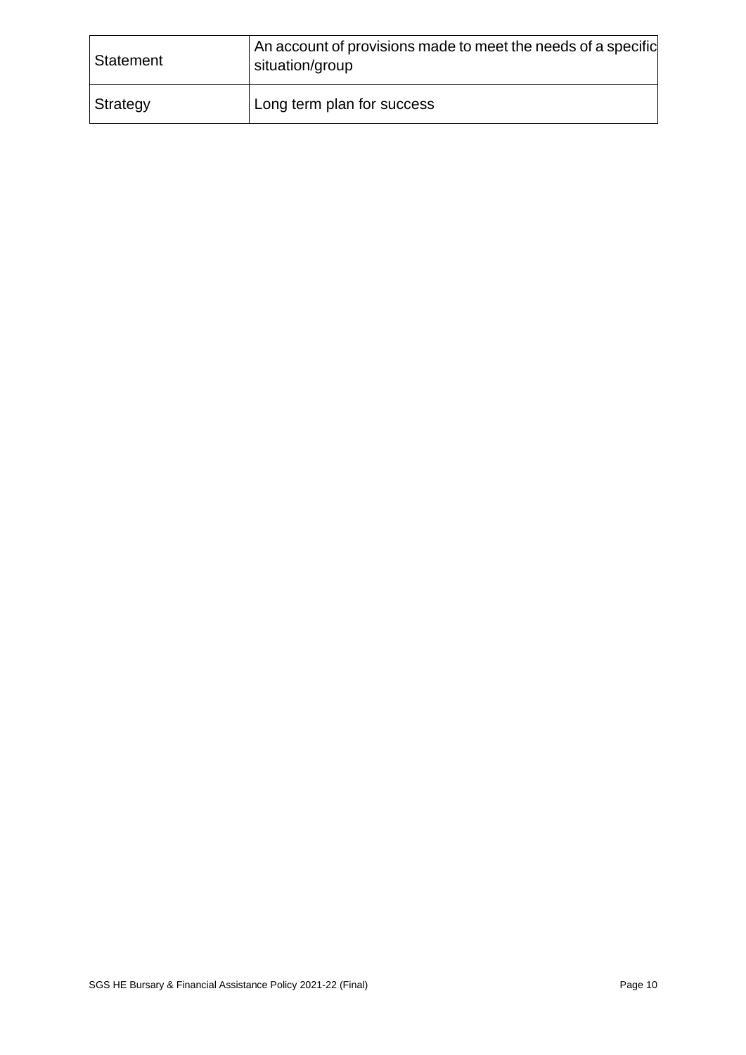| | |
|---|---|
| Statement | An account of provisions made to meet the needs of a specific situation/group |
| Strategy | Long term plan for success |